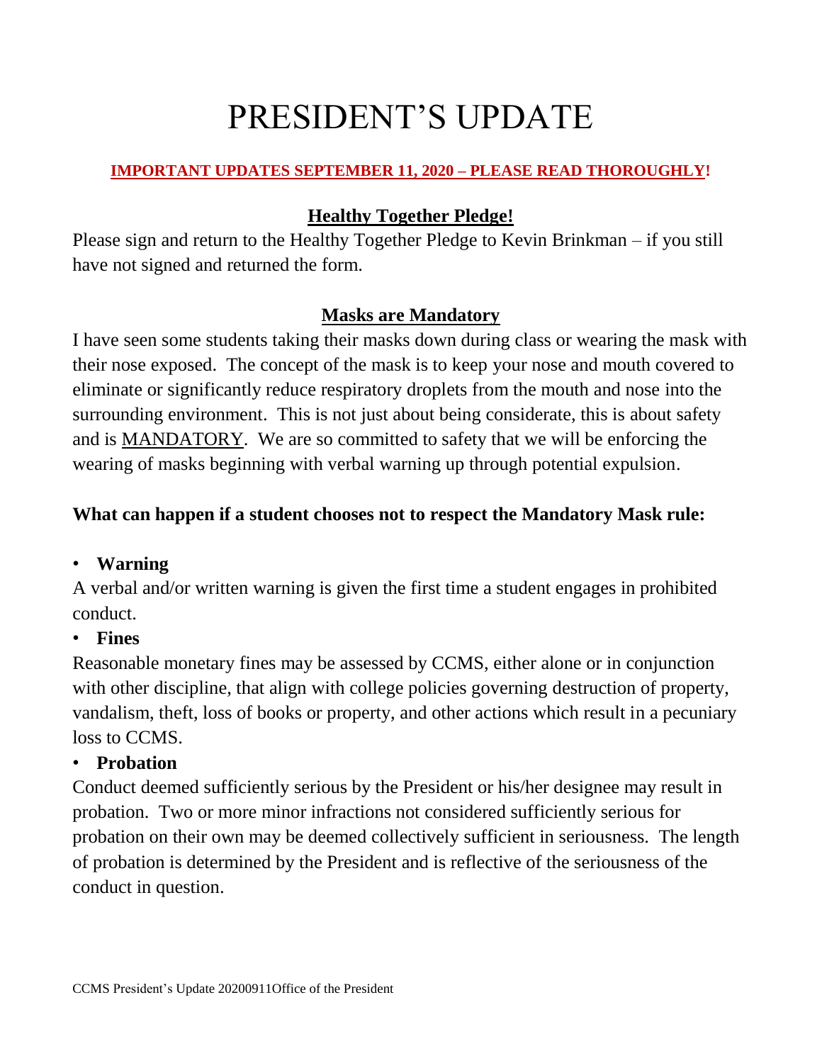# PRESIDENT'S UPDATE

**IMPORTANT UPDATES SEPTEMBER 11, 2020 – PLEASE READ THOROUGHLY!**

## Healthy Together Pledge!

Please sign and return to the Healthy Together Pledge to Kevin Brinkman – if you still have not signed and returned the form.

## Masks are Mandatory

I have seen some students taking their masks down during class or wearing the mask with their nose exposed. The concept of the mask is to keep your nose and mouth covered to eliminate or significantly reduce respiratory droplets from the mouth and nose into the surrounding environment. This is not just about being considerate, this is about safety and is MANDATORY. We are so committed to safety that we will be enforcing the wearing of masks beginning with verbal warning up through potential expulsion.

**What can happen if a student chooses not to respect the Mandatory Mask rule:**

- **Warning**

A verbal and/or written warning is given the first time a student engages in prohibited conduct.

- **Fines**

Reasonable monetary fines may be assessed by CCMS, either alone or in conjunction with other discipline, that align with college policies governing destruction of property, vandalism, theft, loss of books or property, and other actions which result in a pecuniary loss to CCMS.

- **Probation**

Conduct deemed sufficiently serious by the President or his/her designee may result in probation. Two or more minor infractions not considered sufficiently serious for probation on their own may be deemed collectively sufficient in seriousness. The length of probation is determined by the President and is reflective of the seriousness of the conduct in question.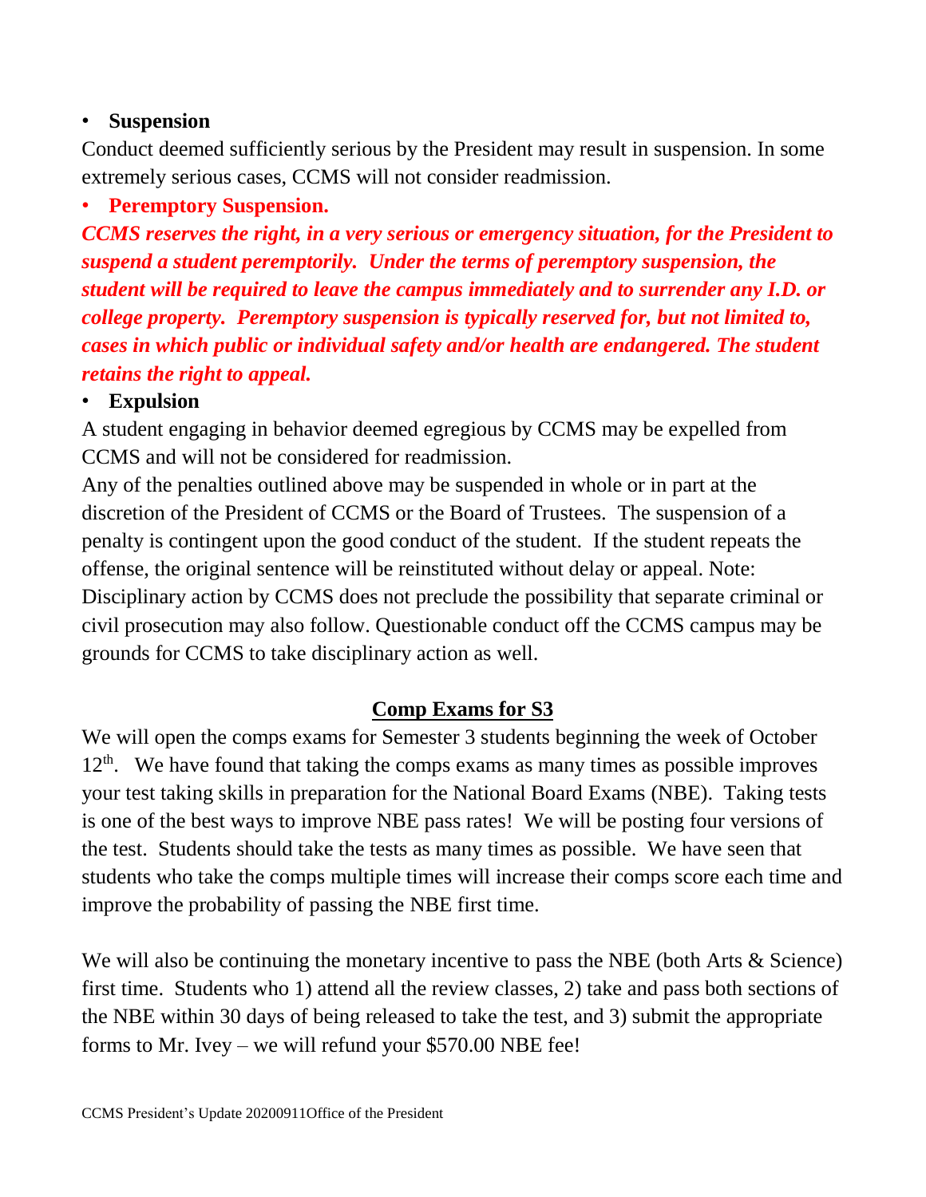- **Suspension**

Conduct deemed sufficiently serious by the President may result in suspension. In some extremely serious cases, CCMS will not consider readmission.

- **Peremptory Suspension.**

***CCMS reserves the right, in a very serious or emergency situation, for the President to suspend a student peremptorily. Under the terms of peremptory suspension, the student will be required to leave the campus immediately and to surrender any I.D. or college property. Peremptory suspension is typically reserved for, but not limited to, cases in which public or individual safety and/or health are endangered. The student retains the right to appeal.***

- **Expulsion**

A student engaging in behavior deemed egregious by CCMS may be expelled from CCMS and will not be considered for readmission.

Any of the penalties outlined above may be suspended in whole or in part at the discretion of the President of CCMS or the Board of Trustees. The suspension of a penalty is contingent upon the good conduct of the student. If the student repeats the offense, the original sentence will be reinstituted without delay or appeal. Note: Disciplinary action by CCMS does not preclude the possibility that separate criminal or civil prosecution may also follow. Questionable conduct off the CCMS campus may be grounds for CCMS to take disciplinary action as well.

## Comp Exams for S3

We will open the comps exams for Semester 3 students beginning the week of October 12th. We have found that taking the comps exams as many times as possible improves your test taking skills in preparation for the National Board Exams (NBE). Taking tests is one of the best ways to improve NBE pass rates! We will be posting four versions of the test. Students should take the tests as many times as possible. We have seen that students who take the comps multiple times will increase their comps score each time and improve the probability of passing the NBE first time.

We will also be continuing the monetary incentive to pass the NBE (both Arts & Science) first time. Students who 1) attend all the review classes, 2) take and pass both sections of the NBE within 30 days of being released to take the test, and 3) submit the appropriate forms to Mr. Ivey – we will refund your $570.00 NBE fee!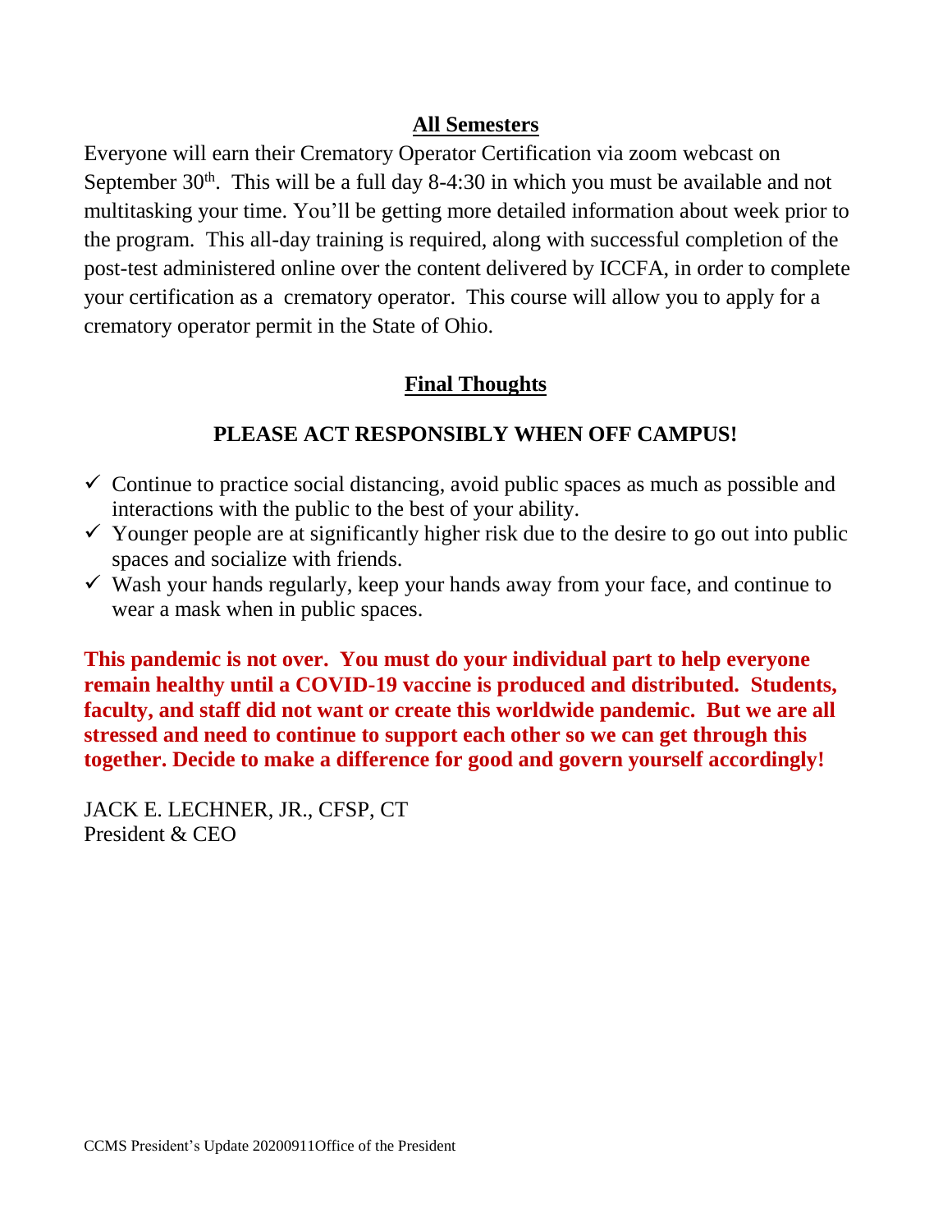## All Semesters

Everyone will earn their Crematory Operator Certification via zoom webcast on September 30th. This will be a full day 8-4:30 in which you must be available and not multitasking your time. You'll be getting more detailed information about week prior to the program. This all-day training is required, along with successful completion of the post-test administered online over the content delivered by ICCFA, in order to complete your certification as a crematory operator. This course will allow you to apply for a crematory operator permit in the State of Ohio.

## Final Thoughts

### PLEASE ACT RESPONSIBLY WHEN OFF CAMPUS!

- ✓ Continue to practice social distancing, avoid public spaces as much as possible and interactions with the public to the best of your ability.
- ✓ Younger people are at significantly higher risk due to the desire to go out into public spaces and socialize with friends.
- ✓ Wash your hands regularly, keep your hands away from your face, and continue to wear a mask when in public spaces.

**This pandemic is not over. You must do your individual part to help everyone remain healthy until a COVID-19 vaccine is produced and distributed. Students, faculty, and staff did not want or create this worldwide pandemic. But we are all stressed and need to continue to support each other so we can get through this together. Decide to make a difference for good and govern yourself accordingly!**

JACK E. LECHNER, JR., CFSP, CT
President & CEO